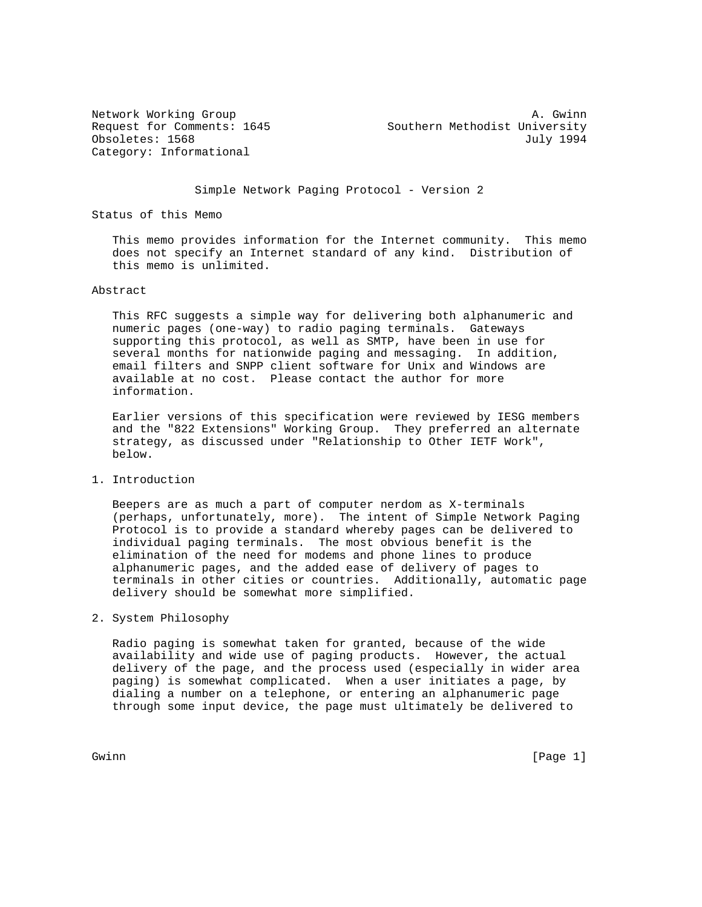Network Working Group                                           A. Gwinn
Request for Comments: 1645                 Southern Methodist University
Obsoletes: 1568                                                July 1994
Category: Informational

# Simple Network Paging Protocol - Version 2

## Status of this Memo

This memo provides information for the Internet community. This memo does not specify an Internet standard of any kind. Distribution of this memo is unlimited.

## Abstract

This RFC suggests a simple way for delivering both alphanumeric and numeric pages (one-way) to radio paging terminals. Gateways supporting this protocol, as well as SMTP, have been in use for several months for nationwide paging and messaging. In addition, email filters and SNPP client software for Unix and Windows are available at no cost. Please contact the author for more information.

Earlier versions of this specification were reviewed by IESG members and the "822 Extensions" Working Group. They preferred an alternate strategy, as discussed under "Relationship to Other IETF Work", below.

## 1. Introduction

Beepers are as much a part of computer nerdom as X-terminals (perhaps, unfortunately, more). The intent of Simple Network Paging Protocol is to provide a standard whereby pages can be delivered to individual paging terminals. The most obvious benefit is the elimination of the need for modems and phone lines to produce alphanumeric pages, and the added ease of delivery of pages to terminals in other cities or countries. Additionally, automatic page delivery should be somewhat more simplified.

## 2. System Philosophy

Radio paging is somewhat taken for granted, because of the wide availability and wide use of paging products. However, the actual delivery of the page, and the process used (especially in wider area paging) is somewhat complicated. When a user initiates a page, by dialing a number on a telephone, or entering an alphanumeric page through some input device, the page must ultimately be delivered to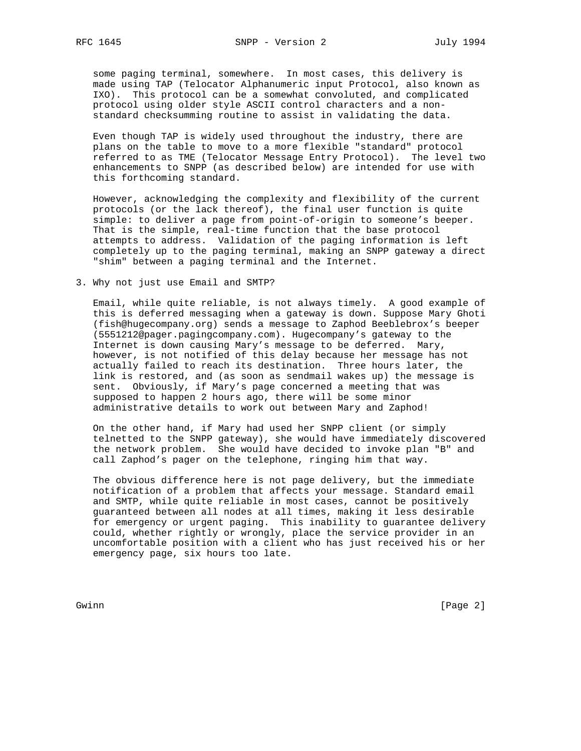some paging terminal, somewhere. In most cases, this delivery is made using TAP (Telocator Alphanumeric input Protocol, also known as IXO). This protocol can be a somewhat convoluted, and complicated protocol using older style ASCII control characters and a non-standard checksumming routine to assist in validating the data.

Even though TAP is widely used throughout the industry, there are plans on the table to move to a more flexible "standard" protocol referred to as TME (Telocator Message Entry Protocol). The level two enhancements to SNPP (as described below) are intended for use with this forthcoming standard.

However, acknowledging the complexity and flexibility of the current protocols (or the lack thereof), the final user function is quite simple: to deliver a page from point-of-origin to someone's beeper. That is the simple, real-time function that the base protocol attempts to address. Validation of the paging information is left completely up to the paging terminal, making an SNPP gateway a direct "shim" between a paging terminal and the Internet.

## 3. Why not just use Email and SMTP?

Email, while quite reliable, is not always timely. A good example of this is deferred messaging when a gateway is down. Suppose Mary Ghoti (fish@hugecompany.org) sends a message to Zaphod Beeblebrox's beeper (5551212@pager.pagingcompany.com). Hugecompany's gateway to the Internet is down causing Mary's message to be deferred. Mary, however, is not notified of this delay because her message has not actually failed to reach its destination. Three hours later, the link is restored, and (as soon as sendmail wakes up) the message is sent. Obviously, if Mary's page concerned a meeting that was supposed to happen 2 hours ago, there will be some minor administrative details to work out between Mary and Zaphod!

On the other hand, if Mary had used her SNPP client (or simply telnetted to the SNPP gateway), she would have immediately discovered the network problem. She would have decided to invoke plan "B" and call Zaphod's pager on the telephone, ringing him that way.

The obvious difference here is not page delivery, but the immediate notification of a problem that affects your message. Standard email and SMTP, while quite reliable in most cases, cannot be positively guaranteed between all nodes at all times, making it less desirable for emergency or urgent paging. This inability to guarantee delivery could, whether rightly or wrongly, place the service provider in an uncomfortable position with a client who has just received his or her emergency page, six hours too late.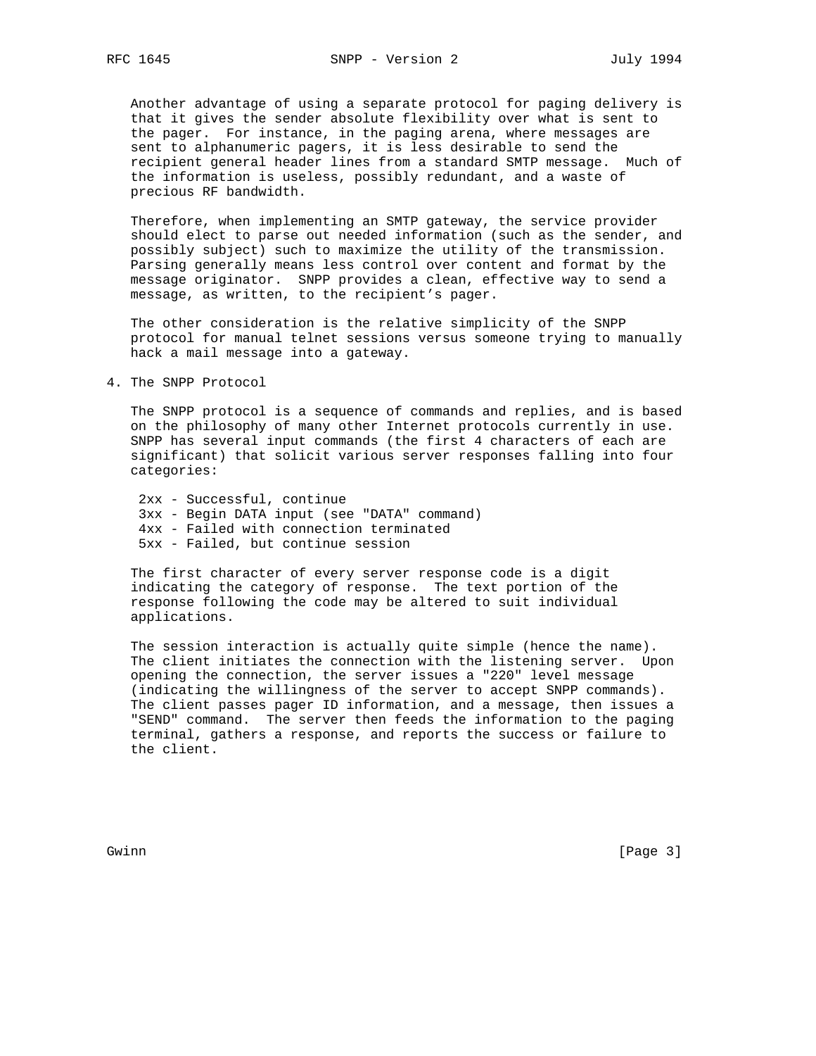Another advantage of using a separate protocol for paging delivery is that it gives the sender absolute flexibility over what is sent to the pager. For instance, in the paging arena, where messages are sent to alphanumeric pagers, it is less desirable to send the recipient general header lines from a standard SMTP message. Much of the information is useless, possibly redundant, and a waste of precious RF bandwidth.

Therefore, when implementing an SMTP gateway, the service provider should elect to parse out needed information (such as the sender, and possibly subject) such to maximize the utility of the transmission. Parsing generally means less control over content and format by the message originator. SNPP provides a clean, effective way to send a message, as written, to the recipient’s pager.

The other consideration is the relative simplicity of the SNPP protocol for manual telnet sessions versus someone trying to manually hack a mail message into a gateway.

## 4. The SNPP Protocol

The SNPP protocol is a sequence of commands and replies, and is based on the philosophy of many other Internet protocols currently in use. SNPP has several input commands (the first 4 characters of each are significant) that solicit various server responses falling into four categories:

```
 2xx - Successful, continue
 3xx - Begin DATA input (see "DATA" command)
 4xx - Failed with connection terminated
 5xx - Failed, but continue session
```

The first character of every server response code is a digit indicating the category of response. The text portion of the response following the code may be altered to suit individual applications.

The session interaction is actually quite simple (hence the name). The client initiates the connection with the listening server. Upon opening the connection, the server issues a "220" level message (indicating the willingness of the server to accept SNPP commands). The client passes pager ID information, and a message, then issues a "SEND" command. The server then feeds the information to the paging terminal, gathers a response, and reports the success or failure to the client.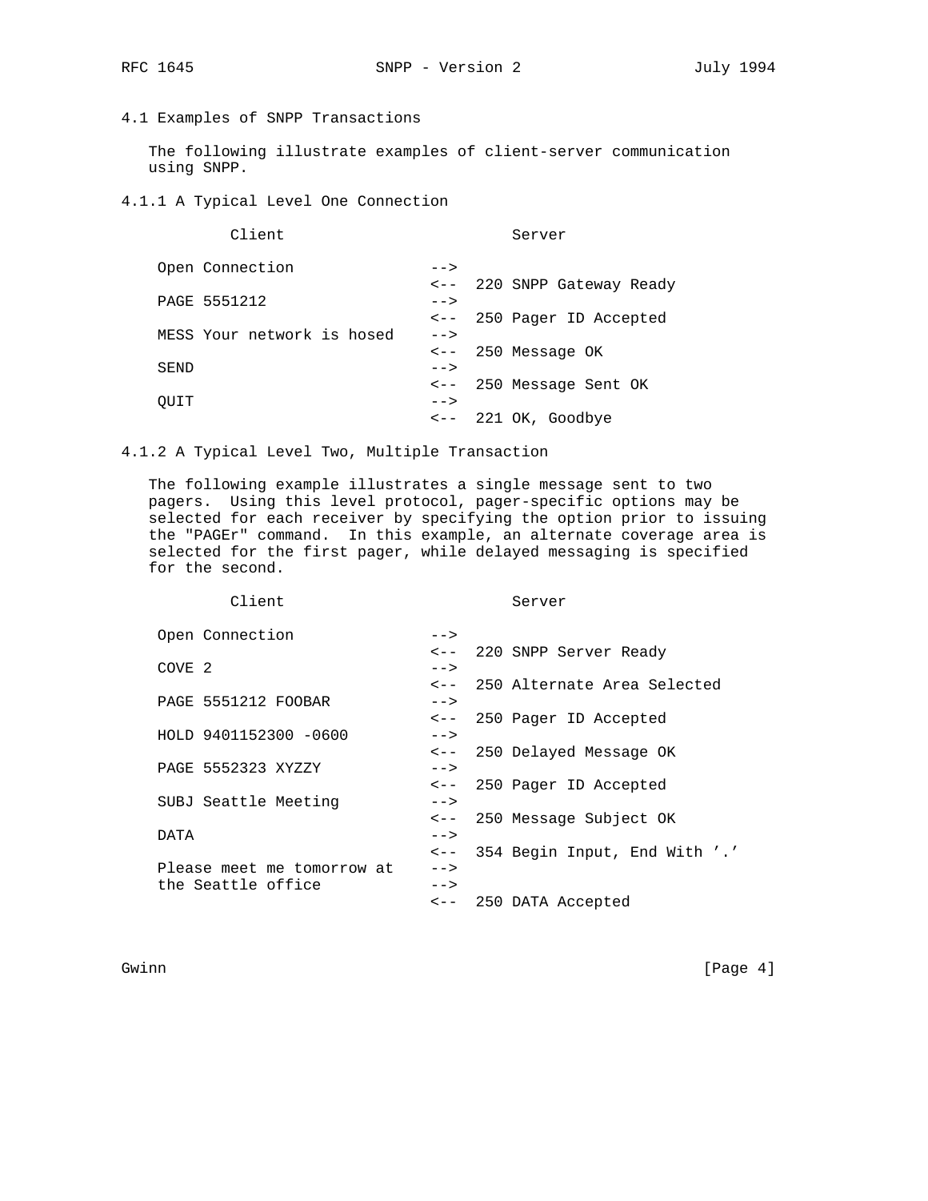### 4.1 Examples of SNPP Transactions

The following illustrate examples of client-server communication using SNPP.

#### 4.1.1 A Typical Level One Connection

```
         Client                            Server

 Open Connection              -->
                              <--  220 SNPP Gateway Ready
 PAGE 5551212                 -->
                              <--  250 Pager ID Accepted
 MESS Your network is hosed   -->
                              <--  250 Message OK
 SEND                         -->
                              <--  250 Message Sent OK
 QUIT                         -->
                              <--  221 OK, Goodbye
```

#### 4.1.2 A Typical Level Two, Multiple Transaction

The following example illustrates a single message sent to two pagers. Using this level protocol, pager-specific options may be selected for each receiver by specifying the option prior to issuing the "PAGEr" command. In this example, an alternate coverage area is selected for the first pager, while delayed messaging is specified for the second.

```
         Client                            Server

 Open Connection              -->
                              <--  220 SNPP Server Ready
 COVE 2                       -->
                              <--  250 Alternate Area Selected
 PAGE 5551212 FOOBAR          -->
                              <--  250 Pager ID Accepted
 HOLD 9401152300 -0600        -->
                              <--  250 Delayed Message OK
 PAGE 5552323 XYZZY           -->
                              <--  250 Pager ID Accepted
 SUBJ Seattle Meeting         -->
                              <--  250 Message Subject OK
 DATA                         -->
                              <--  354 Begin Input, End With '.'
 Please meet me tomorrow at   -->
 the Seattle office           -->
                              <--  250 DATA Accepted
```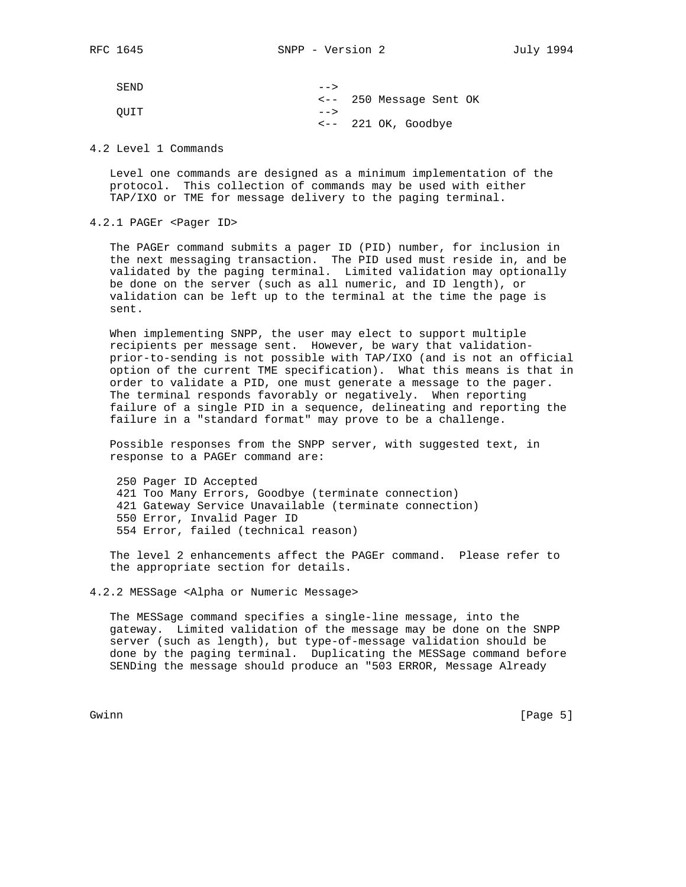```
SEND                          -->
                              <--  250 Message Sent OK
QUIT                          -->
                              <--  221 OK, Goodbye
```

### 4.2 Level 1 Commands

Level one commands are designed as a minimum implementation of the protocol. This collection of commands may be used with either TAP/IXO or TME for message delivery to the paging terminal.

#### 4.2.1 PAGEr <Pager ID>

The PAGEr command submits a pager ID (PID) number, for inclusion in the next messaging transaction. The PID used must reside in, and be validated by the paging terminal. Limited validation may optionally be done on the server (such as all numeric, and ID length), or validation can be left up to the terminal at the time the page is sent.

When implementing SNPP, the user may elect to support multiple recipients per message sent. However, be wary that validation-prior-to-sending is not possible with TAP/IXO (and is not an official option of the current TME specification). What this means is that in order to validate a PID, one must generate a message to the pager. The terminal responds favorably or negatively. When reporting failure of a single PID in a sequence, delineating and reporting the failure in a "standard format" may prove to be a challenge.

Possible responses from the SNPP server, with suggested text, in response to a PAGEr command are:

```
250 Pager ID Accepted
421 Too Many Errors, Goodbye (terminate connection)
421 Gateway Service Unavailable (terminate connection)
550 Error, Invalid Pager ID
554 Error, failed (technical reason)
```

The level 2 enhancements affect the PAGEr command. Please refer to the appropriate section for details.

#### 4.2.2 MESSage <Alpha or Numeric Message>

The MESSage command specifies a single-line message, into the gateway. Limited validation of the message may be done on the SNPP server (such as length), but type-of-message validation should be done by the paging terminal. Duplicating the MESSage command before SENDing the message should produce an "503 ERROR, Message Already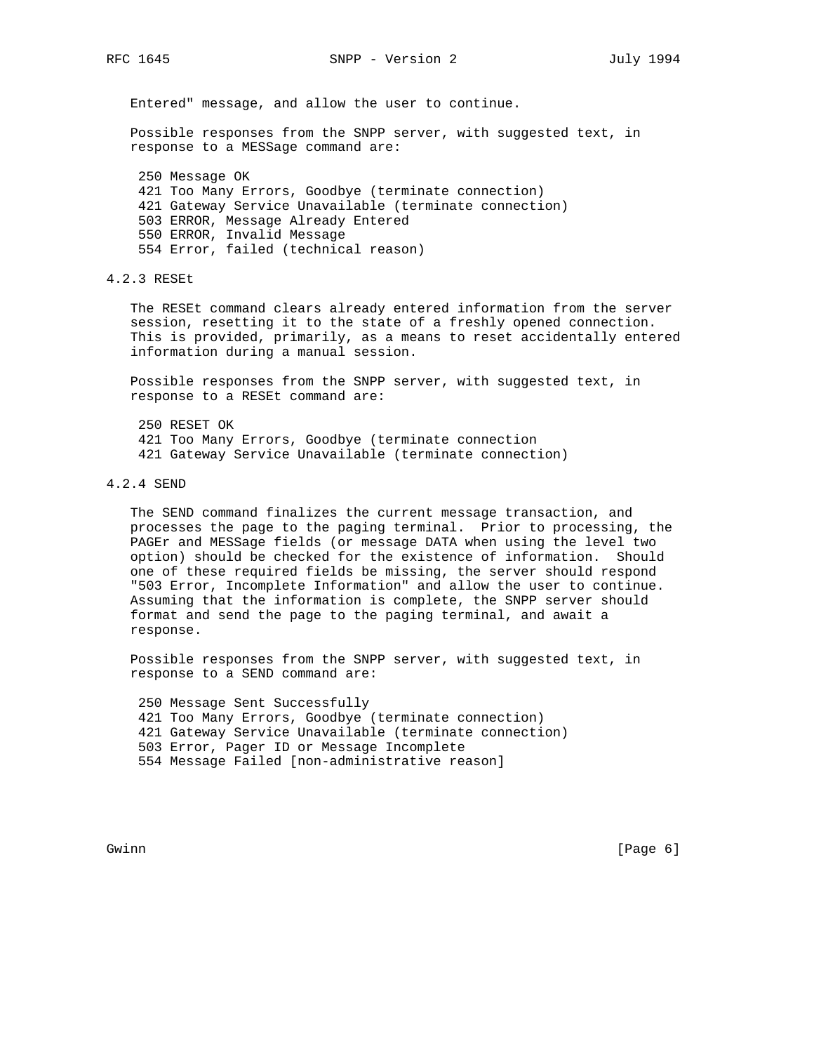Entered" message, and allow the user to continue.

Possible responses from the SNPP server, with suggested text, in response to a MESSage command are:

```
 250 Message OK
 421 Too Many Errors, Goodbye (terminate connection)
 421 Gateway Service Unavailable (terminate connection)
 503 ERROR, Message Already Entered
 550 ERROR, Invalid Message
 554 Error, failed (technical reason)
```

### 4.2.3 RESEt

The RESEt command clears already entered information from the server session, resetting it to the state of a freshly opened connection. This is provided, primarily, as a means to reset accidentally entered information during a manual session.

Possible responses from the SNPP server, with suggested text, in response to a RESEt command are:

```
 250 RESET OK
 421 Too Many Errors, Goodbye (terminate connection
 421 Gateway Service Unavailable (terminate connection)
```

### 4.2.4 SEND

The SEND command finalizes the current message transaction, and processes the page to the paging terminal. Prior to processing, the PAGEr and MESSage fields (or message DATA when using the level two option) should be checked for the existence of information. Should one of these required fields be missing, the server should respond "503 Error, Incomplete Information" and allow the user to continue. Assuming that the information is complete, the SNPP server should format and send the page to the paging terminal, and await a response.

Possible responses from the SNPP server, with suggested text, in response to a SEND command are:

```
 250 Message Sent Successfully
 421 Too Many Errors, Goodbye (terminate connection)
 421 Gateway Service Unavailable (terminate connection)
 503 Error, Pager ID or Message Incomplete
 554 Message Failed [non-administrative reason]
```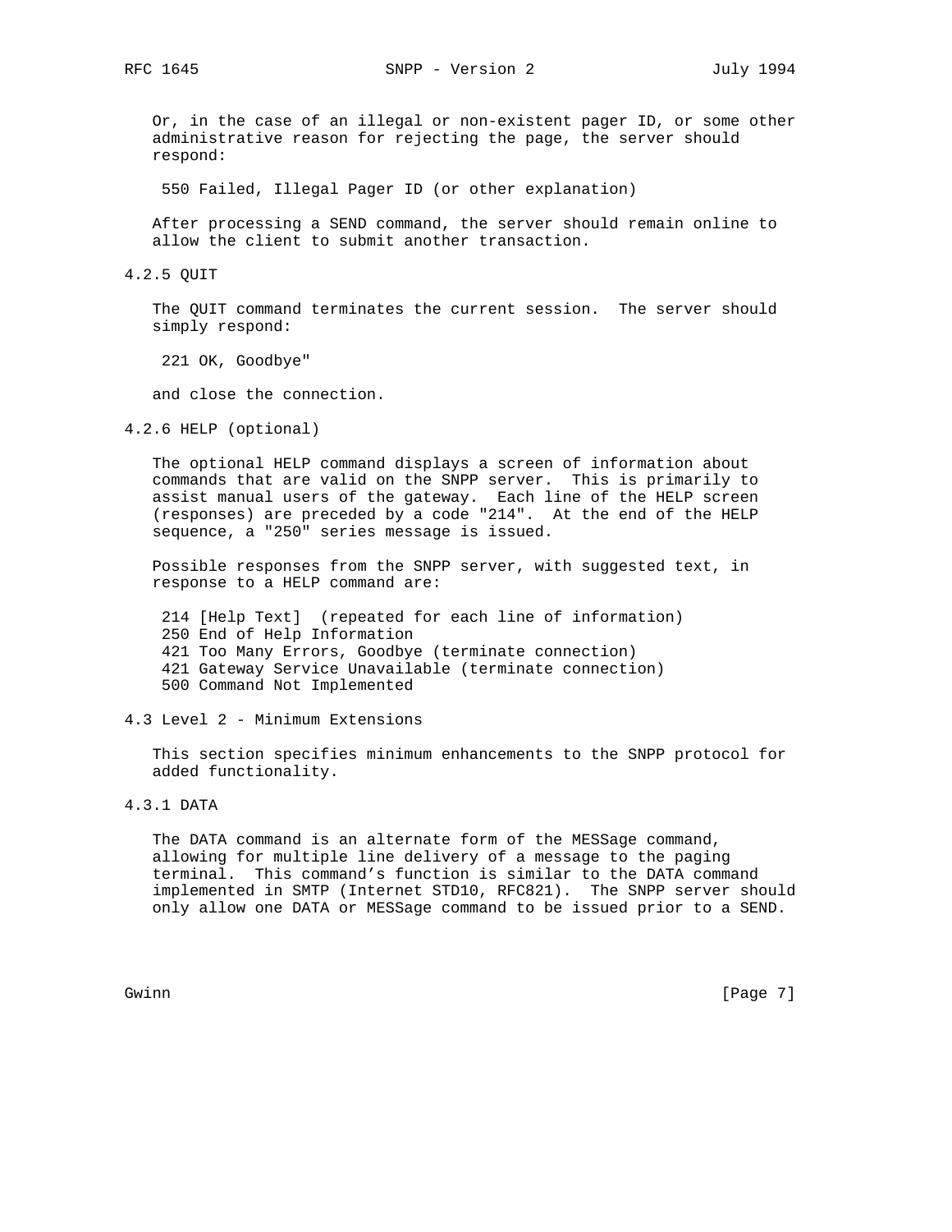Or, in the case of an illegal or non-existent pager ID, or some other administrative reason for rejecting the page, the server should respond:

```
550 Failed, Illegal Pager ID (or other explanation)
```

After processing a SEND command, the server should remain online to allow the client to submit another transaction.

### 4.2.5 QUIT

The QUIT command terminates the current session. The server should simply respond:

```
221 OK, Goodbye"
```

and close the connection.

### 4.2.6 HELP (optional)

The optional HELP command displays a screen of information about commands that are valid on the SNPP server. This is primarily to assist manual users of the gateway. Each line of the HELP screen (responses) are preceded by a code "214". At the end of the HELP sequence, a "250" series message is issued.

Possible responses from the SNPP server, with suggested text, in response to a HELP command are:

```
214 [Help Text]  (repeated for each line of information)
250 End of Help Information
421 Too Many Errors, Goodbye (terminate connection)
421 Gateway Service Unavailable (terminate connection)
500 Command Not Implemented
```

## 4.3 Level 2 - Minimum Extensions

This section specifies minimum enhancements to the SNPP protocol for added functionality.

### 4.3.1 DATA

The DATA command is an alternate form of the MESSage command, allowing for multiple line delivery of a message to the paging terminal. This command's function is similar to the DATA command implemented in SMTP (Internet STD10, RFC821). The SNPP server should only allow one DATA or MESSage command to be issued prior to a SEND.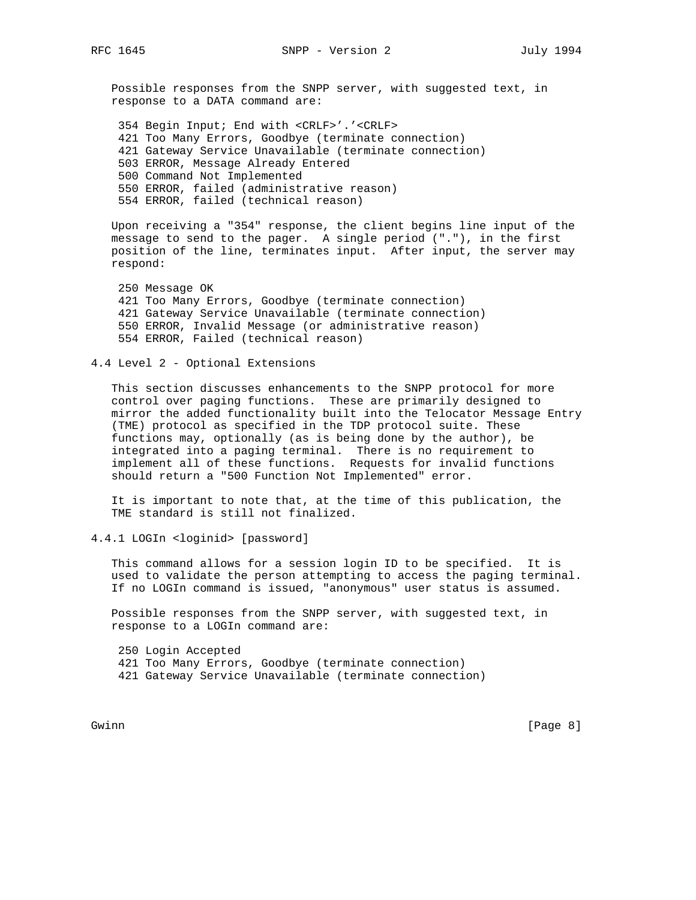Possible responses from the SNPP server, with suggested text, in response to a DATA command are:

```
354 Begin Input; End with <CRLF>'.'<CRLF>
421 Too Many Errors, Goodbye (terminate connection)
421 Gateway Service Unavailable (terminate connection)
503 ERROR, Message Already Entered
500 Command Not Implemented
550 ERROR, failed (administrative reason)
554 ERROR, failed (technical reason)
```

Upon receiving a "354" response, the client begins line input of the message to send to the pager. A single period ("."), in the first position of the line, terminates input. After input, the server may respond:

```
250 Message OK
421 Too Many Errors, Goodbye (terminate connection)
421 Gateway Service Unavailable (terminate connection)
550 ERROR, Invalid Message (or administrative reason)
554 ERROR, Failed (technical reason)
```

### 4.4 Level 2 - Optional Extensions

This section discusses enhancements to the SNPP protocol for more control over paging functions. These are primarily designed to mirror the added functionality built into the Telocator Message Entry (TME) protocol as specified in the TDP protocol suite. These functions may, optionally (as is being done by the author), be integrated into a paging terminal. There is no requirement to implement all of these functions. Requests for invalid functions should return a "500 Function Not Implemented" error.

It is important to note that, at the time of this publication, the TME standard is still not finalized.

#### 4.4.1 LOGIn <loginid> [password]

This command allows for a session login ID to be specified. It is used to validate the person attempting to access the paging terminal. If no LOGIn command is issued, "anonymous" user status is assumed.

Possible responses from the SNPP server, with suggested text, in response to a LOGIn command are:

```
250 Login Accepted
421 Too Many Errors, Goodbye (terminate connection)
421 Gateway Service Unavailable (terminate connection)
```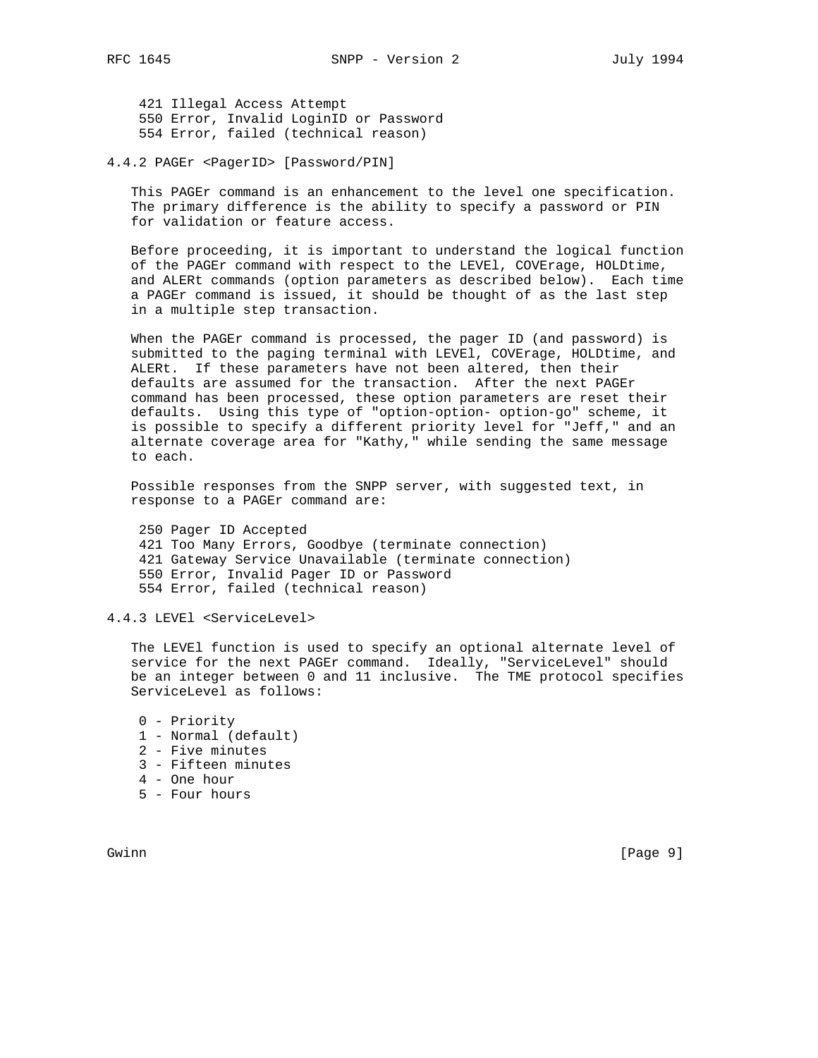421 Illegal Access Attempt
550 Error, Invalid LoginID or Password
554 Error, failed (technical reason)

#### 4.4.2 PAGEr <PagerID> [Password/PIN]

This PAGEr command is an enhancement to the level one specification. The primary difference is the ability to specify a password or PIN for validation or feature access.

Before proceeding, it is important to understand the logical function of the PAGEr command with respect to the LEVEl, COVErage, HOLDtime, and ALERt commands (option parameters as described below). Each time a PAGEr command is issued, it should be thought of as the last step in a multiple step transaction.

When the PAGEr command is processed, the pager ID (and password) is submitted to the paging terminal with LEVEl, COVErage, HOLDtime, and ALERt. If these parameters have not been altered, then their defaults are assumed for the transaction. After the next PAGEr command has been processed, these option parameters are reset their defaults. Using this type of "option-option- option-go" scheme, it is possible to specify a different priority level for "Jeff," and an alternate coverage area for "Kathy," while sending the same message to each.

Possible responses from the SNPP server, with suggested text, in response to a PAGEr command are:

250 Pager ID Accepted
421 Too Many Errors, Goodbye (terminate connection)
421 Gateway Service Unavailable (terminate connection)
550 Error, Invalid Pager ID or Password
554 Error, failed (technical reason)

#### 4.4.3 LEVEl <ServiceLevel>

The LEVEl function is used to specify an optional alternate level of service for the next PAGEr command. Ideally, "ServiceLevel" should be an integer between 0 and 11 inclusive. The TME protocol specifies ServiceLevel as follows:

0 - Priority
1 - Normal (default)
2 - Five minutes
3 - Fifteen minutes
4 - One hour
5 - Four hours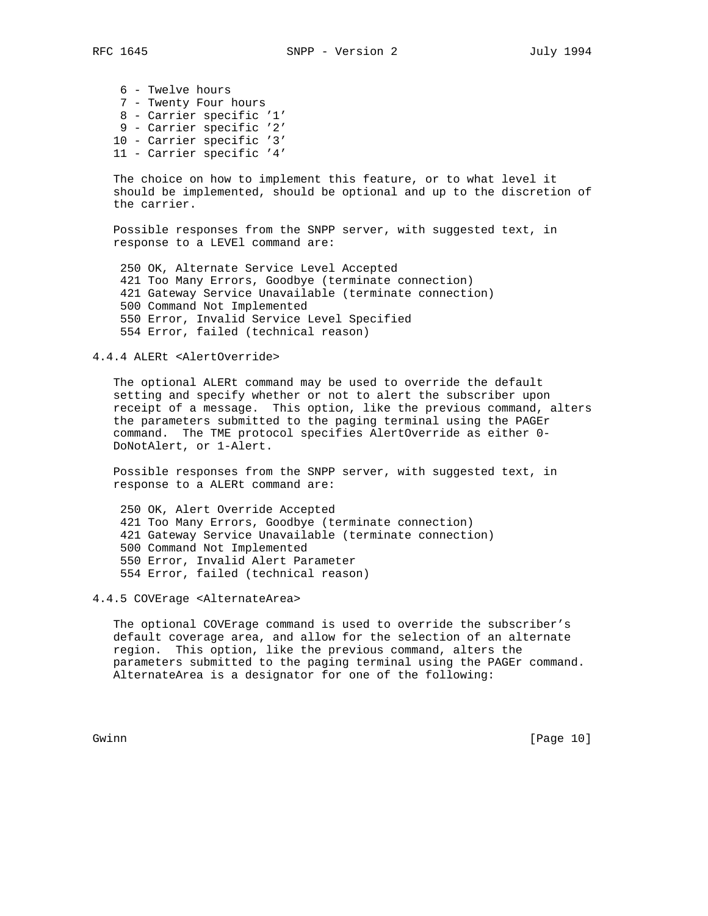6 - Twelve hours
7 - Twenty Four hours
8 - Carrier specific '1'
9 - Carrier specific '2'
10 - Carrier specific '3'
11 - Carrier specific '4'

The choice on how to implement this feature, or to what level it should be implemented, should be optional and up to the discretion of the carrier.

Possible responses from the SNPP server, with suggested text, in response to a LEVEl command are:

```
250 OK, Alternate Service Level Accepted
421 Too Many Errors, Goodbye (terminate connection)
421 Gateway Service Unavailable (terminate connection)
500 Command Not Implemented
550 Error, Invalid Service Level Specified
554 Error, failed (technical reason)
```

### 4.4.4 ALERt <AlertOverride>

The optional ALERt command may be used to override the default setting and specify whether or not to alert the subscriber upon receipt of a message. This option, like the previous command, alters the parameters submitted to the paging terminal using the PAGEr command. The TME protocol specifies AlertOverride as either 0-DoNotAlert, or 1-Alert.

Possible responses from the SNPP server, with suggested text, in response to a ALERt command are:

```
250 OK, Alert Override Accepted
421 Too Many Errors, Goodbye (terminate connection)
421 Gateway Service Unavailable (terminate connection)
500 Command Not Implemented
550 Error, Invalid Alert Parameter
554 Error, failed (technical reason)
```

### 4.4.5 COVErage <AlternateArea>

The optional COVErage command is used to override the subscriber's default coverage area, and allow for the selection of an alternate region. This option, like the previous command, alters the parameters submitted to the paging terminal using the PAGEr command. AlternateArea is a designator for one of the following: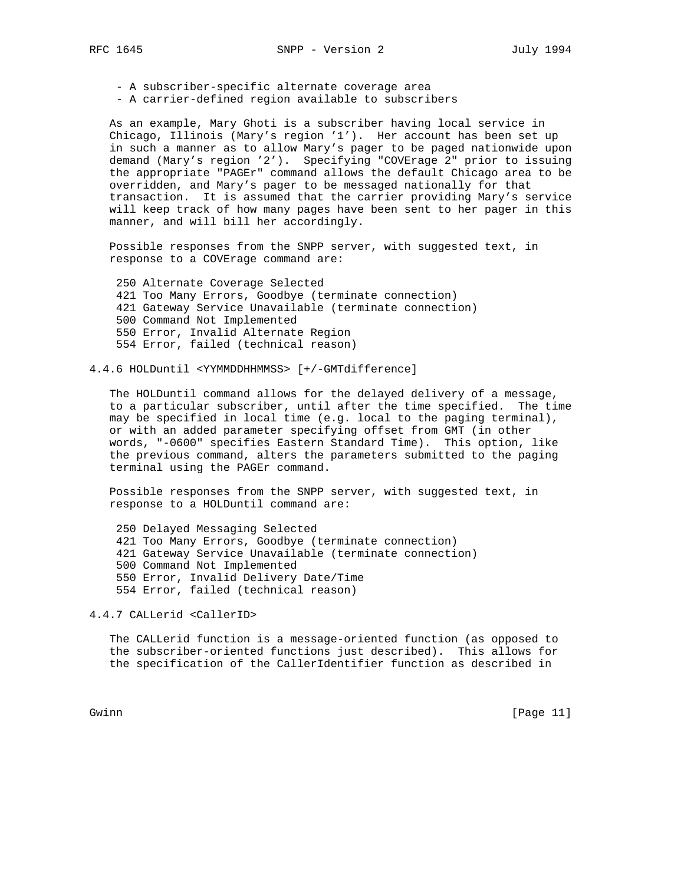- A subscriber-specific alternate coverage area
- A carrier-defined region available to subscribers

As an example, Mary Ghoti is a subscriber having local service in Chicago, Illinois (Mary's region '1'). Her account has been set up in such a manner as to allow Mary's pager to be paged nationwide upon demand (Mary's region '2'). Specifying "COVErage 2" prior to issuing the appropriate "PAGEr" command allows the default Chicago area to be overridden, and Mary's pager to be messaged nationally for that transaction. It is assumed that the carrier providing Mary's service will keep track of how many pages have been sent to her pager in this manner, and will bill her accordingly.

Possible responses from the SNPP server, with suggested text, in response to a COVErage command are:

```
250 Alternate Coverage Selected
421 Too Many Errors, Goodbye (terminate connection)
421 Gateway Service Unavailable (terminate connection)
500 Command Not Implemented
550 Error, Invalid Alternate Region
554 Error, failed (technical reason)
```

### 4.4.6 HOLDuntil <YYMMDDHHMMSS> [+/-GMTdifference]

The HOLDuntil command allows for the delayed delivery of a message, to a particular subscriber, until after the time specified. The time may be specified in local time (e.g. local to the paging terminal), or with an added parameter specifying offset from GMT (in other words, "-0600" specifies Eastern Standard Time). This option, like the previous command, alters the parameters submitted to the paging terminal using the PAGEr command.

Possible responses from the SNPP server, with suggested text, in response to a HOLDuntil command are:

```
250 Delayed Messaging Selected
421 Too Many Errors, Goodbye (terminate connection)
421 Gateway Service Unavailable (terminate connection)
500 Command Not Implemented
550 Error, Invalid Delivery Date/Time
554 Error, failed (technical reason)
```

### 4.4.7 CALLerid <CallerID>

The CALLerid function is a message-oriented function (as opposed to the subscriber-oriented functions just described). This allows for the specification of the CallerIdentifier function as described in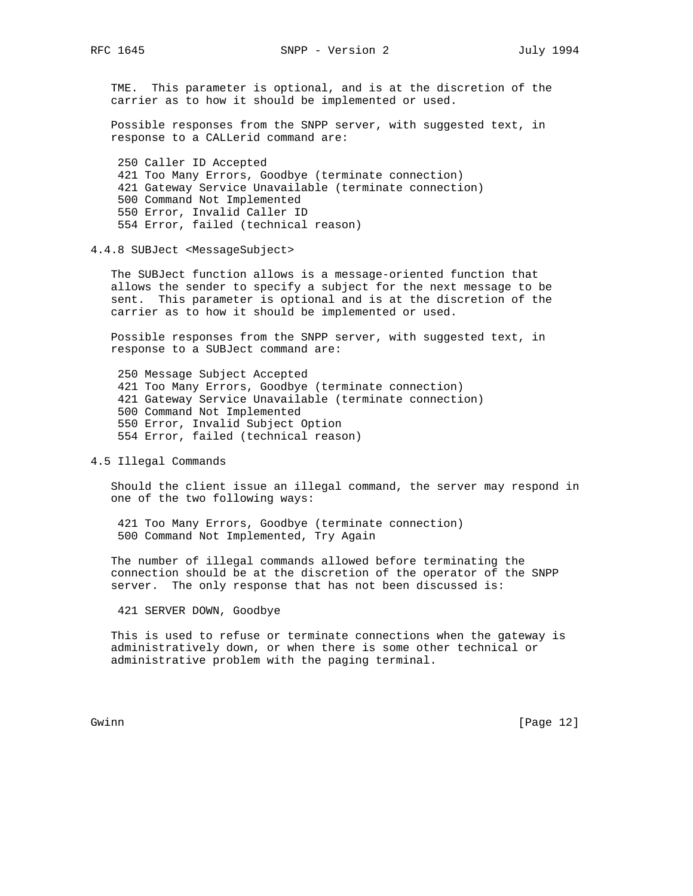TME. This parameter is optional, and is at the discretion of the carrier as to how it should be implemented or used.

Possible responses from the SNPP server, with suggested text, in response to a CALLerid command are:

```
250 Caller ID Accepted
421 Too Many Errors, Goodbye (terminate connection)
421 Gateway Service Unavailable (terminate connection)
500 Command Not Implemented
550 Error, Invalid Caller ID
554 Error, failed (technical reason)
```

### 4.4.8 SUBJect <MessageSubject>

The SUBJect function allows is a message-oriented function that allows the sender to specify a subject for the next message to be sent. This parameter is optional and is at the discretion of the carrier as to how it should be implemented or used.

Possible responses from the SNPP server, with suggested text, in response to a SUBJect command are:

```
250 Message Subject Accepted
421 Too Many Errors, Goodbye (terminate connection)
421 Gateway Service Unavailable (terminate connection)
500 Command Not Implemented
550 Error, Invalid Subject Option
554 Error, failed (technical reason)
```

## 4.5 Illegal Commands

Should the client issue an illegal command, the server may respond in one of the two following ways:

```
421 Too Many Errors, Goodbye (terminate connection)
500 Command Not Implemented, Try Again
```

The number of illegal commands allowed before terminating the connection should be at the discretion of the operator of the SNPP server. The only response that has not been discussed is:

```
421 SERVER DOWN, Goodbye
```

This is used to refuse or terminate connections when the gateway is administratively down, or when there is some other technical or administrative problem with the paging terminal.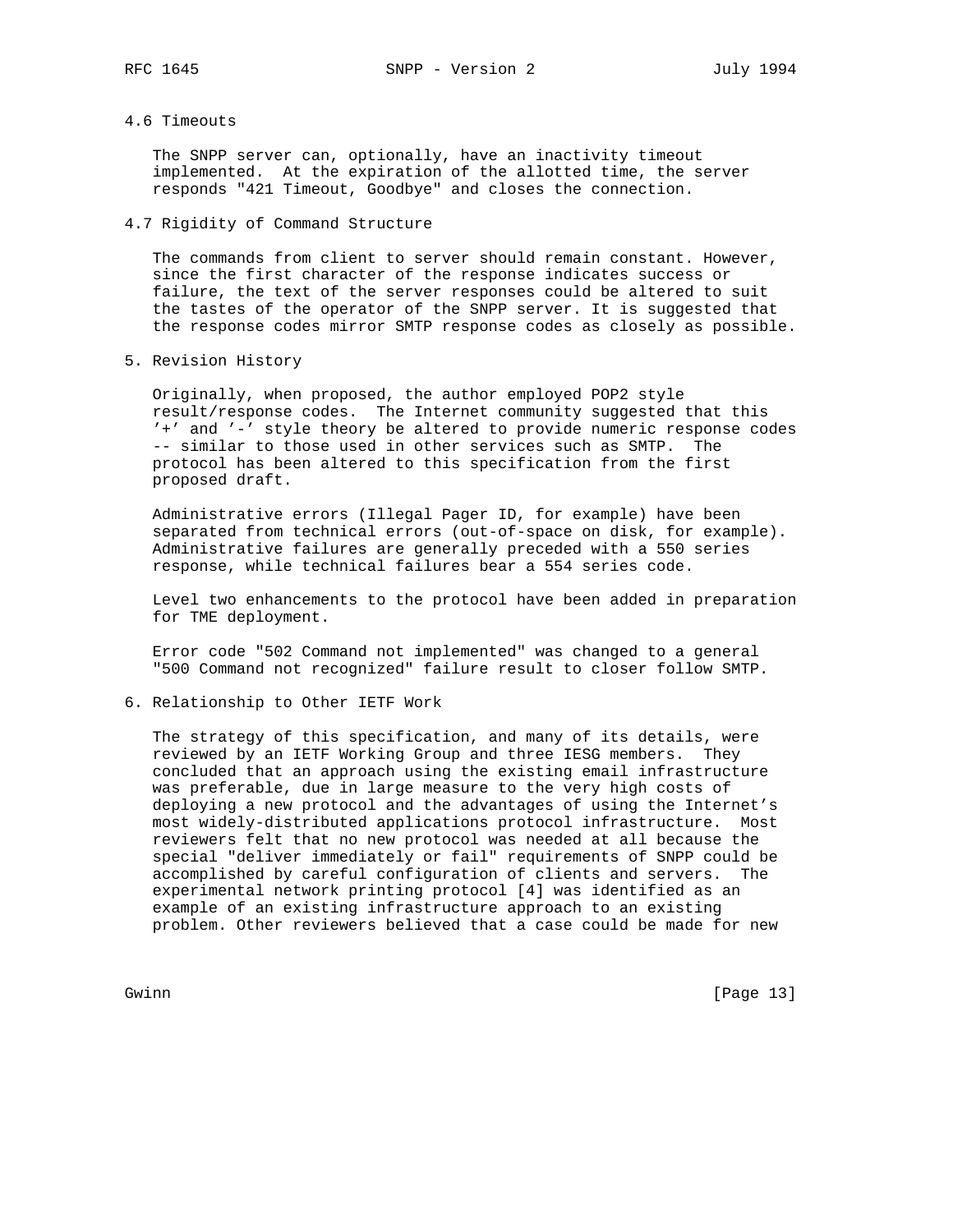## 4.6 Timeouts

The SNPP server can, optionally, have an inactivity timeout implemented. At the expiration of the allotted time, the server responds "421 Timeout, Goodbye" and closes the connection.

## 4.7 Rigidity of Command Structure

The commands from client to server should remain constant. However, since the first character of the response indicates success or failure, the text of the server responses could be altered to suit the tastes of the operator of the SNPP server. It is suggested that the response codes mirror SMTP response codes as closely as possible.

# 5. Revision History

Originally, when proposed, the author employed POP2 style result/response codes. The Internet community suggested that this '+' and '-' style theory be altered to provide numeric response codes -- similar to those used in other services such as SMTP. The protocol has been altered to this specification from the first proposed draft.

Administrative errors (Illegal Pager ID, for example) have been separated from technical errors (out-of-space on disk, for example). Administrative failures are generally preceded with a 550 series response, while technical failures bear a 554 series code.

Level two enhancements to the protocol have been added in preparation for TME deployment.

Error code "502 Command not implemented" was changed to a general "500 Command not recognized" failure result to closer follow SMTP.

# 6. Relationship to Other IETF Work

The strategy of this specification, and many of its details, were reviewed by an IETF Working Group and three IESG members. They concluded that an approach using the existing email infrastructure was preferable, due in large measure to the very high costs of deploying a new protocol and the advantages of using the Internet's most widely-distributed applications protocol infrastructure. Most reviewers felt that no new protocol was needed at all because the special "deliver immediately or fail" requirements of SNPP could be accomplished by careful configuration of clients and servers. The experimental network printing protocol [4] was identified as an example of an existing infrastructure approach to an existing problem. Other reviewers believed that a case could be made for new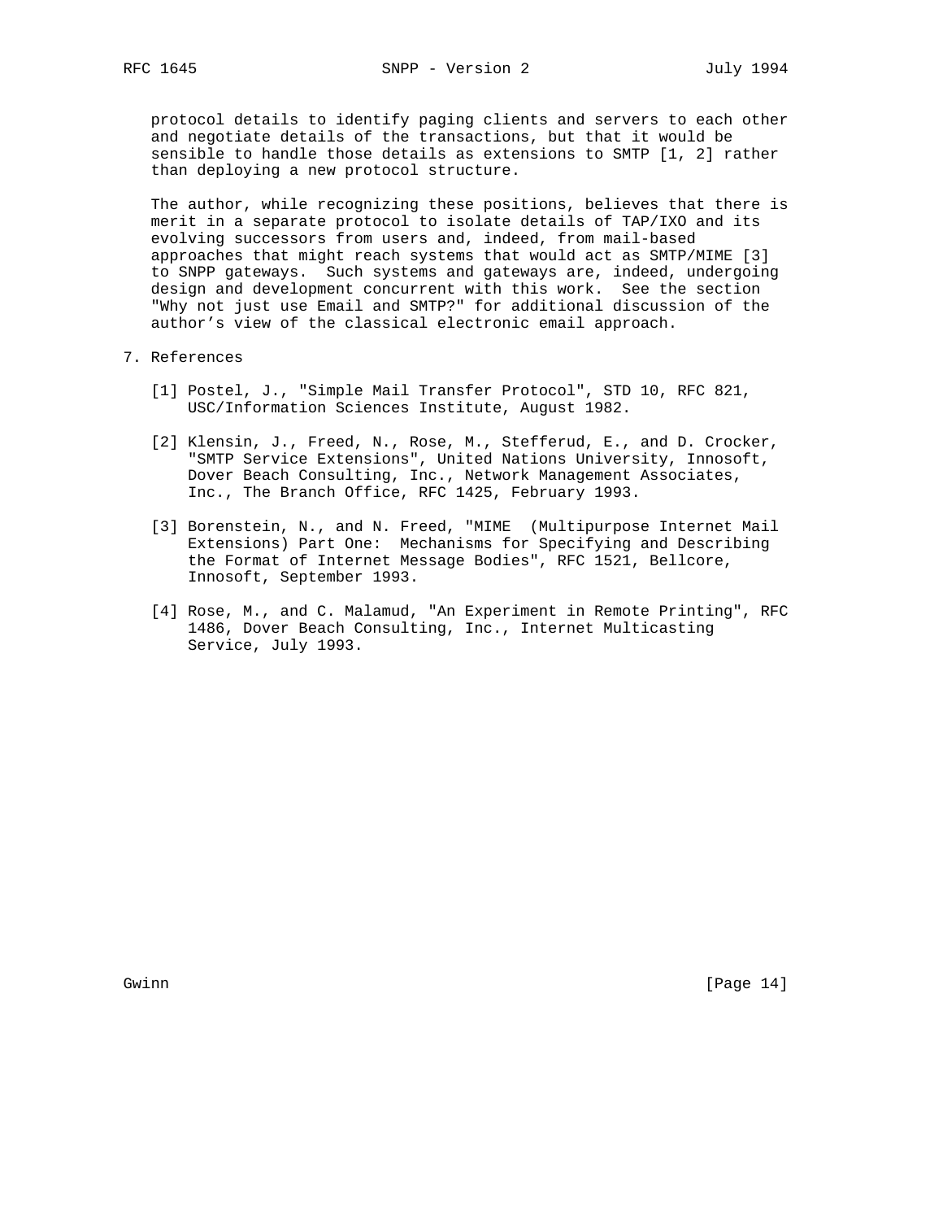protocol details to identify paging clients and servers to each other and negotiate details of the transactions, but that it would be sensible to handle those details as extensions to SMTP [1, 2] rather than deploying a new protocol structure.

The author, while recognizing these positions, believes that there is merit in a separate protocol to isolate details of TAP/IXO and its evolving successors from users and, indeed, from mail-based approaches that might reach systems that would act as SMTP/MIME [3] to SNPP gateways. Such systems and gateways are, indeed, undergoing design and development concurrent with this work. See the section "Why not just use Email and SMTP?" for additional discussion of the author’s view of the classical electronic email approach.

## 7. References

[1] Postel, J., "Simple Mail Transfer Protocol", STD 10, RFC 821, USC/Information Sciences Institute, August 1982.

[2] Klensin, J., Freed, N., Rose, M., Stefferud, E., and D. Crocker, "SMTP Service Extensions", United Nations University, Innosoft, Dover Beach Consulting, Inc., Network Management Associates, Inc., The Branch Office, RFC 1425, February 1993.

[3] Borenstein, N., and N. Freed, "MIME (Multipurpose Internet Mail Extensions) Part One: Mechanisms for Specifying and Describing the Format of Internet Message Bodies", RFC 1521, Bellcore, Innosoft, September 1993.

[4] Rose, M., and C. Malamud, "An Experiment in Remote Printing", RFC 1486, Dover Beach Consulting, Inc., Internet Multicasting Service, July 1993.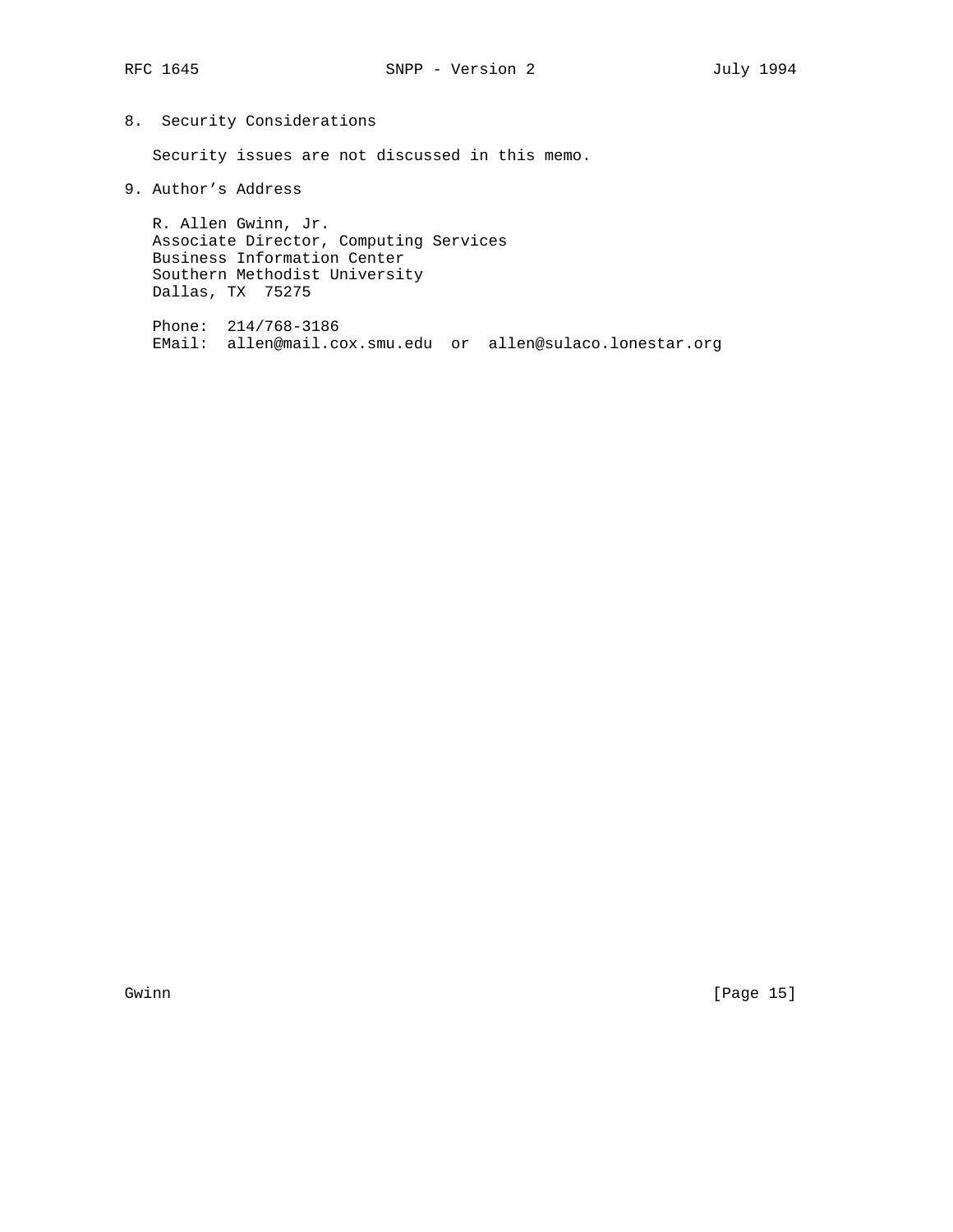## 8. Security Considerations

Security issues are not discussed in this memo.

## 9. Author's Address

R. Allen Gwinn, Jr.
Associate Director, Computing Services
Business Information Center
Southern Methodist University
Dallas, TX  75275

Phone:  214/768-3186
EMail:  allen@mail.cox.smu.edu  or  allen@sulaco.lonestar.org